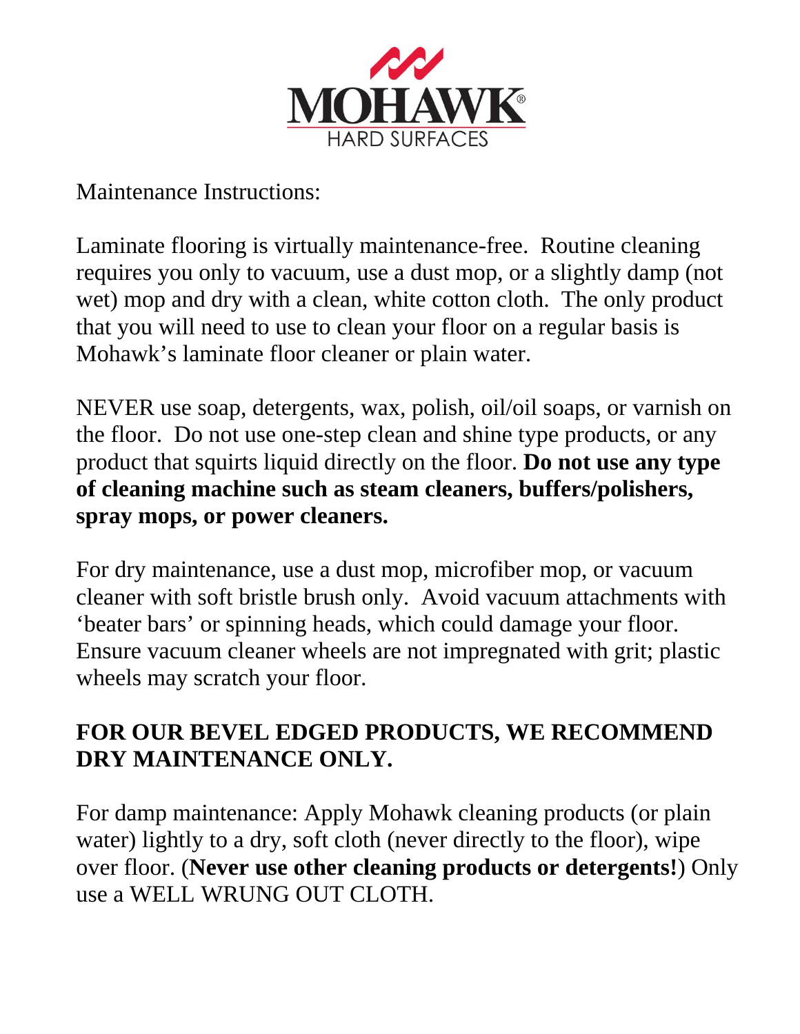MOHAWK®
HARD SURFACES

Maintenance Instructions:

Laminate flooring is virtually maintenance-free. Routine cleaning requires you only to vacuum, use a dust mop, or a slightly damp (not wet) mop and dry with a clean, white cotton cloth. The only product that you will need to use to clean your floor on a regular basis is Mohawk's laminate floor cleaner or plain water.

NEVER use soap, detergents, wax, polish, oil/oil soaps, or varnish on the floor. Do not use one-step clean and shine type products, or any product that squirts liquid directly on the floor. **Do not use any type of cleaning machine such as steam cleaners, buffers/polishers, spray mops, or power cleaners.**

For dry maintenance, use a dust mop, microfiber mop, or vacuum cleaner with soft bristle brush only. Avoid vacuum attachments with 'beater bars' or spinning heads, which could damage your floor. Ensure vacuum cleaner wheels are not impregnated with grit; plastic wheels may scratch your floor.

**FOR OUR BEVEL EDGED PRODUCTS, WE RECOMMEND DRY MAINTENANCE ONLY.**

For damp maintenance: Apply Mohawk cleaning products (or plain water) lightly to a dry, soft cloth (never directly to the floor), wipe over floor. (**Never use other cleaning products or detergents!**) Only use a WELL WRUNG OUT CLOTH.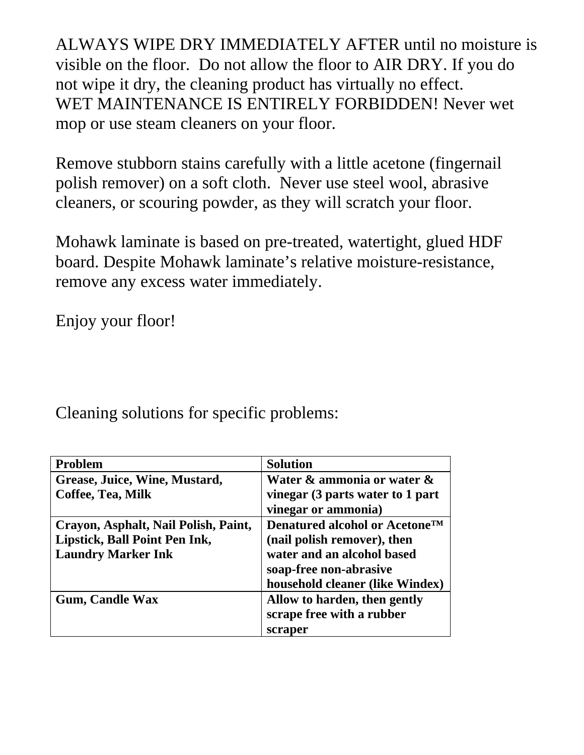ALWAYS WIPE DRY IMMEDIATELY AFTER until no moisture is visible on the floor. Do not allow the floor to AIR DRY. If you do not wipe it dry, the cleaning product has virtually no effect.
WET MAINTENANCE IS ENTIRELY FORBIDDEN! Never wet mop or use steam cleaners on your floor.

Remove stubborn stains carefully with a little acetone (fingernail polish remover) on a soft cloth. Never use steel wool, abrasive cleaners, or scouring powder, as they will scratch your floor.

Mohawk laminate is based on pre-treated, watertight, glued HDF board. Despite Mohawk laminate's relative moisture-resistance, remove any excess water immediately.

Enjoy your floor!

Cleaning solutions for specific problems:

| **Problem** | **Solution** |
| --- | --- |
| **Grease, Juice, Wine, Mustard, Coffee, Tea, Milk** | **Water & ammonia or water & vinegar (3 parts water to 1 part vinegar or ammonia)** |
| **Crayon, Asphalt, Nail Polish, Paint, Lipstick, Ball Point Pen Ink, Laundry Marker Ink** | **Denatured alcohol or Acetone™ (nail polish remover), then water and an alcohol based soap-free non-abrasive household cleaner (like Windex)** |
| **Gum, Candle Wax** | **Allow to harden, then gently scrape free with a rubber scraper** |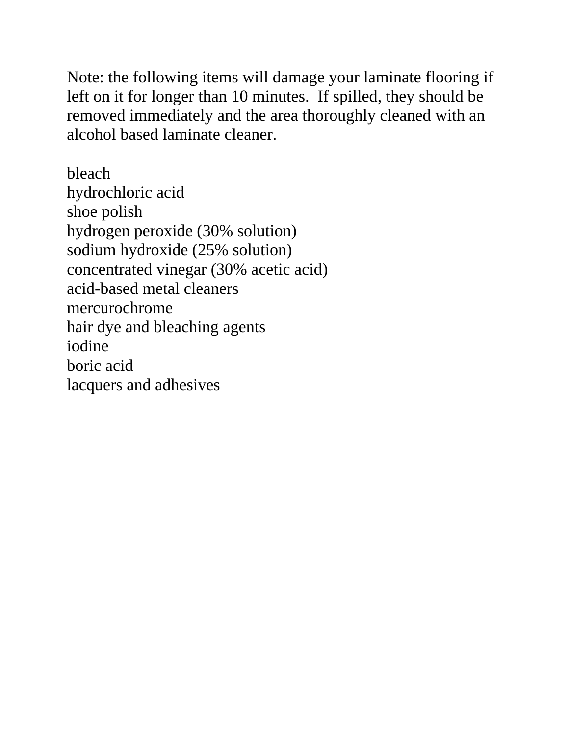Note: the following items will damage your laminate flooring if left on it for longer than 10 minutes. If spilled, they should be removed immediately and the area thoroughly cleaned with an alcohol based laminate cleaner.

bleach
hydrochloric acid
shoe polish
hydrogen peroxide (30% solution)
sodium hydroxide (25% solution)
concentrated vinegar (30% acetic acid)
acid-based metal cleaners
mercurochrome
hair dye and bleaching agents
iodine
boric acid
lacquers and adhesives